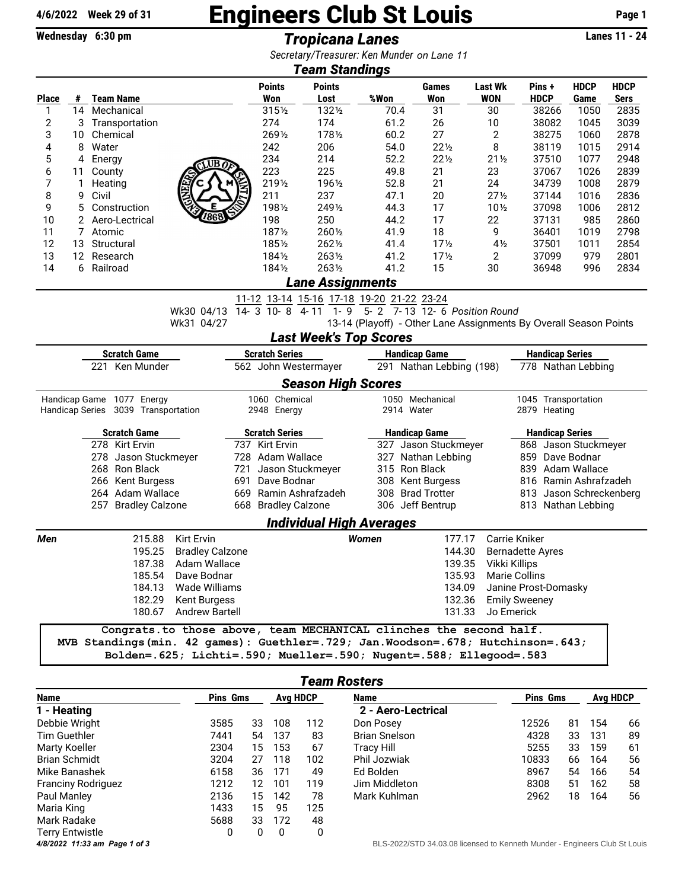4/6/2022 Week 29 of 31

# Engineers Club St Louis

Wednesday 6:30 pm

## Tropicana Lanes

Lanes 11 - 24

*Secretary/Treasurer: Ken Munder on Lane 11*

## Team Standings

| Place | # | Team Name | Points Won | Points Lost | %Won | Games Won | Last Wk WON | Pins + HDCP | HDCP Game | HDCP Sers |
|---|---|---|---|---|---|---|---|---|---|---|
| 1 | 14 | Mechanical | 315½ | 132½ | 70.4 | 31 | 30 | 38266 | 1050 | 2835 |
| 2 | 3 | Transportation | 274 | 174 | 61.2 | 26 | 10 | 38082 | 1045 | 3039 |
| 3 | 10 | Chemical | 269½ | 178½ | 60.2 | 27 | 2 | 38275 | 1060 | 2878 |
| 4 | 8 | Water | 242 | 206 | 54.0 | 22½ | 8 | 38119 | 1015 | 2914 |
| 5 | 4 | Energy | 234 | 214 | 52.2 | 22½ | 21½ | 37510 | 1077 | 2948 |
| 6 | 11 | County | 223 | 225 | 49.8 | 21 | 23 | 37067 | 1026 | 2839 |
| 7 | 1 | Heating | 219½ | 196½ | 52.8 | 21 | 24 | 34739 | 1008 | 2879 |
| 8 | 9 | Civil | 211 | 237 | 47.1 | 20 | 27½ | 37144 | 1016 | 2836 |
| 9 | 5 | Construction | 198½ | 249½ | 44.3 | 17 | 10½ | 37098 | 1006 | 2812 |
| 10 | 2 | Aero-Lectrical | 198 | 250 | 44.2 | 17 | 22 | 37131 | 985 | 2860 |
| 11 | 7 | Atomic | 187½ | 260½ | 41.9 | 18 | 9 | 36401 | 1019 | 2798 |
| 12 | 13 | Structural | 185½ | 262½ | 41.4 | 17½ | 4½ | 37501 | 1011 | 2854 |
| 13 | 12 | Research | 184½ | 263½ | 41.2 | 17½ | 2 | 37099 | 979 | 2801 |
| 14 | 6 | Railroad | 184½ | 263½ | 41.2 | 15 | 30 | 36948 | 996 | 2834 |

## Lane Assignments

| | 11-12 | 13-14 | 15-16 | 17-18 | 19-20 | 21-22 | 23-24 | |
|---|---|---|---|---|---|---|---|---|
| Wk30 04/13 | 14- 3 | 10- 8 | 4- 11 | 1- 9 | 5- 2 | 7- 13 | 12- 6 | *Position Round* |
| Wk31 04/27 | | | | 13-14 (Playoff) - Other Lane Assignments By Overall Season Points | | | | |

## Last Week's Top Scores

| Scratch Game | Scratch Series | Handicap Game | Handicap Series |
|---|---|---|---|
| 221 Ken Munder | 562 John Westermayer | 291 Nathan Lebbing (198) | 778 Nathan Lebbing |

## Season High Scores

| | | | | |
|---|---|---|---|---|
| Handicap Game | 1077 Energy | 1060 Chemical | 1050 Mechanical | 1045 Transportation |
| Handicap Series | 3039 Transportation | 2948 Energy | 2914 Water | 2879 Heating |

| Scratch Game | Scratch Series | Handicap Game | Handicap Series |
|---|---|---|---|
| 278 Kirt Ervin | 737 Kirt Ervin | 327 Jason Stuckmeyer | 868 Jason Stuckmeyer |
| 278 Jason Stuckmeyer | 728 Adam Wallace | 327 Nathan Lebbing | 859 Dave Bodnar |
| 268 Ron Black | 721 Jason Stuckmeyer | 315 Ron Black | 839 Adam Wallace |
| 266 Kent Burgess | 691 Dave Bodnar | 308 Kent Burgess | 816 Ramin Ashrafzadeh |
| 264 Adam Wallace | 669 Ramin Ashrafzadeh | 308 Brad Trotter | 813 Jason Schreckenberg |
| 257 Bradley Calzone | 668 Bradley Calzone | 306 Jeff Bentrup | 813 Nathan Lebbing |

## Individual High Averages

| Men | | Women | |
|---|---|---|---|
| 215.88 | Kirt Ervin | 177.17 | Carrie Kniker |
| 195.25 | Bradley Calzone | 144.30 | Bernadette Ayres |
| 187.38 | Adam Wallace | 139.35 | Vikki Killips |
| 185.54 | Dave Bodnar | 135.93 | Marie Collins |
| 184.13 | Wade Williams | 134.09 | Janine Prost-Domasky |
| 182.29 | Kent Burgess | 132.36 | Emily Sweeney |
| 180.67 | Andrew Bartell | 131.33 | Jo Emerick |

**Congrats.to those above, team MECHANICAL clinches the second half.**
**MVB Standings(min. 42 games): Guethler=.729; Jan.Woodson=.678; Hutchinson=.643; Bolden=.625; Lichti=.590; Mueller=.590; Nugent=.588; Ellegood=.583**

## Team Rosters

### 1 - Heating

| Name | Pins | Gms | Avg | HDCP |
|---|---|---|---|---|
| Debbie Wright | 3585 | 33 | 108 | 112 |
| Tim Guethler | 7441 | 54 | 137 | 83 |
| Marty Koeller | 2304 | 15 | 153 | 67 |
| Brian Schmidt | 3204 | 27 | 118 | 102 |
| Mike Banashek | 6158 | 36 | 171 | 49 |
| Franciny Rodriguez | 1212 | 12 | 101 | 119 |
| Paul Manley | 2136 | 15 | 142 | 78 |
| Maria King | 1433 | 15 | 95 | 125 |
| Mark Radake | 5688 | 33 | 172 | 48 |
| Terry Entwistle | 0 | 0 | 0 | 0 |

### 2 - Aero-Lectrical

| Name | Pins | Gms | Avg | HDCP |
|---|---|---|---|---|
| Don Posey | 12526 | 81 | 154 | 66 |
| Brian Snelson | 4328 | 33 | 131 | 89 |
| Tracy Hill | 5255 | 33 | 159 | 61 |
| Phil Jozwiak | 10833 | 66 | 164 | 56 |
| Ed Bolden | 8967 | 54 | 166 | 54 |
| Jim Middleton | 8308 | 51 | 162 | 58 |
| Mark Kuhlman | 2962 | 18 | 164 | 56 |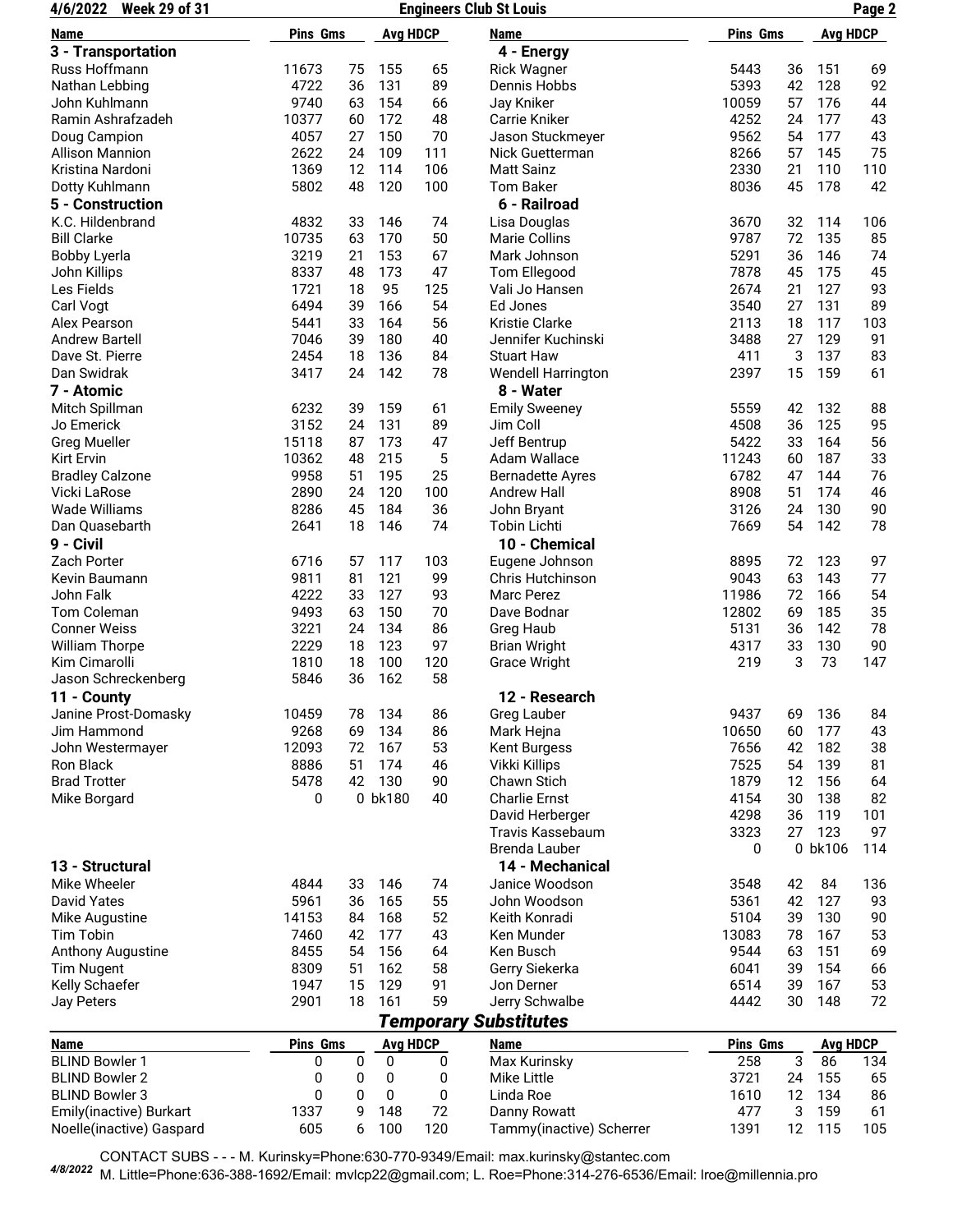**Engineers Club St Louis**

4/6/2022 Week 29 of 31

### 3 - Transportation

| Name | Pins | Gms | Avg | HDCP |
|---|---|---|---|---|
| Russ Hoffmann | 11673 | 75 | 155 | 65 |
| Nathan Lebbing | 4722 | 36 | 131 | 89 |
| John Kuhlmann | 9740 | 63 | 154 | 66 |
| Ramin Ashrafzadeh | 10377 | 60 | 172 | 48 |
| Doug Campion | 4057 | 27 | 150 | 70 |
| Allison Mannion | 2622 | 24 | 109 | 111 |
| Kristina Nardoni | 1369 | 12 | 114 | 106 |
| Dotty Kuhlmann | 5802 | 48 | 120 | 100 |

### 4 - Energy

| Name | Pins | Gms | Avg | HDCP |
|---|---|---|---|---|
| Rick Wagner | 5443 | 36 | 151 | 69 |
| Dennis Hobbs | 5393 | 42 | 128 | 92 |
| Jay Kniker | 10059 | 57 | 176 | 44 |
| Carrie Kniker | 4252 | 24 | 177 | 43 |
| Jason Stuckmeyer | 9562 | 54 | 177 | 43 |
| Nick Guetterman | 8266 | 57 | 145 | 75 |
| Matt Sainz | 2330 | 21 | 110 | 110 |
| Tom Baker | 8036 | 45 | 178 | 42 |

### 5 - Construction

| Name | Pins | Gms | Avg | HDCP |
|---|---|---|---|---|
| K.C. Hildenbrand | 4832 | 33 | 146 | 74 |
| Bill Clarke | 10735 | 63 | 170 | 50 |
| Bobby Lyerla | 3219 | 21 | 153 | 67 |
| John Killips | 8337 | 48 | 173 | 47 |
| Les Fields | 1721 | 18 | 95 | 125 |
| Carl Vogt | 6494 | 39 | 166 | 54 |
| Alex Pearson | 5441 | 33 | 164 | 56 |
| Andrew Bartell | 7046 | 39 | 180 | 40 |
| Dave St. Pierre | 2454 | 18 | 136 | 84 |
| Dan Swidrak | 3417 | 24 | 142 | 78 |

### 6 - Railroad

| Name | Pins | Gms | Avg | HDCP |
|---|---|---|---|---|
| Lisa Douglas | 3670 | 32 | 114 | 106 |
| Marie Collins | 9787 | 72 | 135 | 85 |
| Mark Johnson | 5291 | 36 | 146 | 74 |
| Tom Ellegood | 7878 | 45 | 175 | 45 |
| Vali Jo Hansen | 2674 | 21 | 127 | 93 |
| Ed Jones | 3540 | 27 | 131 | 89 |
| Kristie Clarke | 2113 | 18 | 117 | 103 |
| Jennifer Kuchinski | 3488 | 27 | 129 | 91 |
| Stuart Haw | 411 | 3 | 137 | 83 |
| Wendell Harrington | 2397 | 15 | 159 | 61 |

### 7 - Atomic

| Name | Pins | Gms | Avg | HDCP |
|---|---|---|---|---|
| Mitch Spillman | 6232 | 39 | 159 | 61 |
| Jo Emerick | 3152 | 24 | 131 | 89 |
| Greg Mueller | 15118 | 87 | 173 | 47 |
| Kirt Ervin | 10362 | 48 | 215 | 5 |
| Bradley Calzone | 9958 | 51 | 195 | 25 |
| Vicki LaRose | 2890 | 24 | 120 | 100 |
| Wade Williams | 8286 | 45 | 184 | 36 |
| Dan Quasebarth | 2641 | 18 | 146 | 74 |

### 8 - Water

| Name | Pins | Gms | Avg | HDCP |
|---|---|---|---|---|
| Emily Sweeney | 5559 | 42 | 132 | 88 |
| Jim Coll | 4508 | 36 | 125 | 95 |
| Jeff Bentrup | 5422 | 33 | 164 | 56 |
| Adam Wallace | 11243 | 60 | 187 | 33 |
| Bernadette Ayres | 6782 | 47 | 144 | 76 |
| Andrew Hall | 8908 | 51 | 174 | 46 |
| John Bryant | 3126 | 24 | 130 | 90 |
| Tobin Lichti | 7669 | 54 | 142 | 78 |

### 9 - Civil

| Name | Pins | Gms | Avg | HDCP |
|---|---|---|---|---|
| Zach Porter | 6716 | 57 | 117 | 103 |
| Kevin Baumann | 9811 | 81 | 121 | 99 |
| John Falk | 4222 | 33 | 127 | 93 |
| Tom Coleman | 9493 | 63 | 150 | 70 |
| Conner Weiss | 3221 | 24 | 134 | 86 |
| William Thorpe | 2229 | 18 | 123 | 97 |
| Kim Cimarolli | 1810 | 18 | 100 | 120 |
| Jason Schreckenberg | 5846 | 36 | 162 | 58 |

### 10 - Chemical

| Name | Pins | Gms | Avg | HDCP |
|---|---|---|---|---|
| Eugene Johnson | 8895 | 72 | 123 | 97 |
| Chris Hutchinson | 9043 | 63 | 143 | 77 |
| Marc Perez | 11986 | 72 | 166 | 54 |
| Dave Bodnar | 12802 | 69 | 185 | 35 |
| Greg Haub | 5131 | 36 | 142 | 78 |
| Brian Wright | 4317 | 33 | 130 | 90 |
| Grace Wright | 219 | 3 | 73 | 147 |

### 11 - County

| Name | Pins | Gms | Avg | HDCP |
|---|---|---|---|---|
| Janine Prost-Domasky | 10459 | 78 | 134 | 86 |
| Jim Hammond | 9268 | 69 | 134 | 86 |
| John Westermayer | 12093 | 72 | 167 | 53 |
| Ron Black | 8886 | 51 | 174 | 46 |
| Brad Trotter | 5478 | 42 | 130 | 90 |
| Mike Borgard | 0 | 0 | bk180 | 40 |

### 12 - Research

| Name | Pins | Gms | Avg | HDCP |
|---|---|---|---|---|
| Greg Lauber | 9437 | 69 | 136 | 84 |
| Mark Hejna | 10650 | 60 | 177 | 43 |
| Kent Burgess | 7656 | 42 | 182 | 38 |
| Vikki Killips | 7525 | 54 | 139 | 81 |
| Chawn Stich | 1879 | 12 | 156 | 64 |
| Charlie Ernst | 4154 | 30 | 138 | 82 |
| David Herberger | 4298 | 36 | 119 | 101 |
| Travis Kassebaum | 3323 | 27 | 123 | 97 |
| Brenda Lauber | 0 | 0 | bk106 | 114 |

### 13 - Structural

| Name | Pins | Gms | Avg | HDCP |
|---|---|---|---|---|
| Mike Wheeler | 4844 | 33 | 146 | 74 |
| David Yates | 5961 | 36 | 165 | 55 |
| Mike Augustine | 14153 | 84 | 168 | 52 |
| Tim Tobin | 7460 | 42 | 177 | 43 |
| Anthony Augustine | 8455 | 54 | 156 | 64 |
| Tim Nugent | 8309 | 51 | 162 | 58 |
| Kelly Schaefer | 1947 | 15 | 129 | 91 |
| Jay Peters | 2901 | 18 | 161 | 59 |

### 14 - Mechanical

| Name | Pins | Gms | Avg | HDCP |
|---|---|---|---|---|
| Janice Woodson | 3548 | 42 | 84 | 136 |
| John Woodson | 5361 | 42 | 127 | 93 |
| Keith Konradi | 5104 | 39 | 130 | 90 |
| Ken Munder | 13083 | 78 | 167 | 53 |
| Ken Busch | 9544 | 63 | 151 | 69 |
| Gerry Siekerka | 6041 | 39 | 154 | 66 |
| Jon Derner | 6514 | 39 | 167 | 53 |
| Jerry Schwalbe | 4442 | 30 | 148 | 72 |

## *Temporary Substitutes*

| Name | Pins | Gms | Avg | HDCP |
|---|---|---|---|---|
| BLIND Bowler 1 | 0 | 0 | 0 | 0 |
| BLIND Bowler 2 | 0 | 0 | 0 | 0 |
| BLIND Bowler 3 | 0 | 0 | 0 | 0 |
| Emily(inactive) Burkart | 1337 | 9 | 148 | 72 |
| Noelle(inactive) Gaspard | 605 | 6 | 100 | 120 |
| Max Kurinsky | 258 | 3 | 86 | 134 |
| Mike Little | 3721 | 24 | 155 | 65 |
| Linda Roe | 1610 | 12 | 134 | 86 |
| Danny Rowatt | 477 | 3 | 159 | 61 |
| Tammy(inactive) Scherrer | 1391 | 12 | 115 | 105 |

CONTACT SUBS - - - M. Kurinsky=Phone:630-770-9349/Email: max.kurinsky@stantec.com

4/8/2022 M. Little=Phone:636-388-1692/Email: mvlcp22@gmail.com; L. Roe=Phone:314-276-6536/Email: lroe@millennia.pro